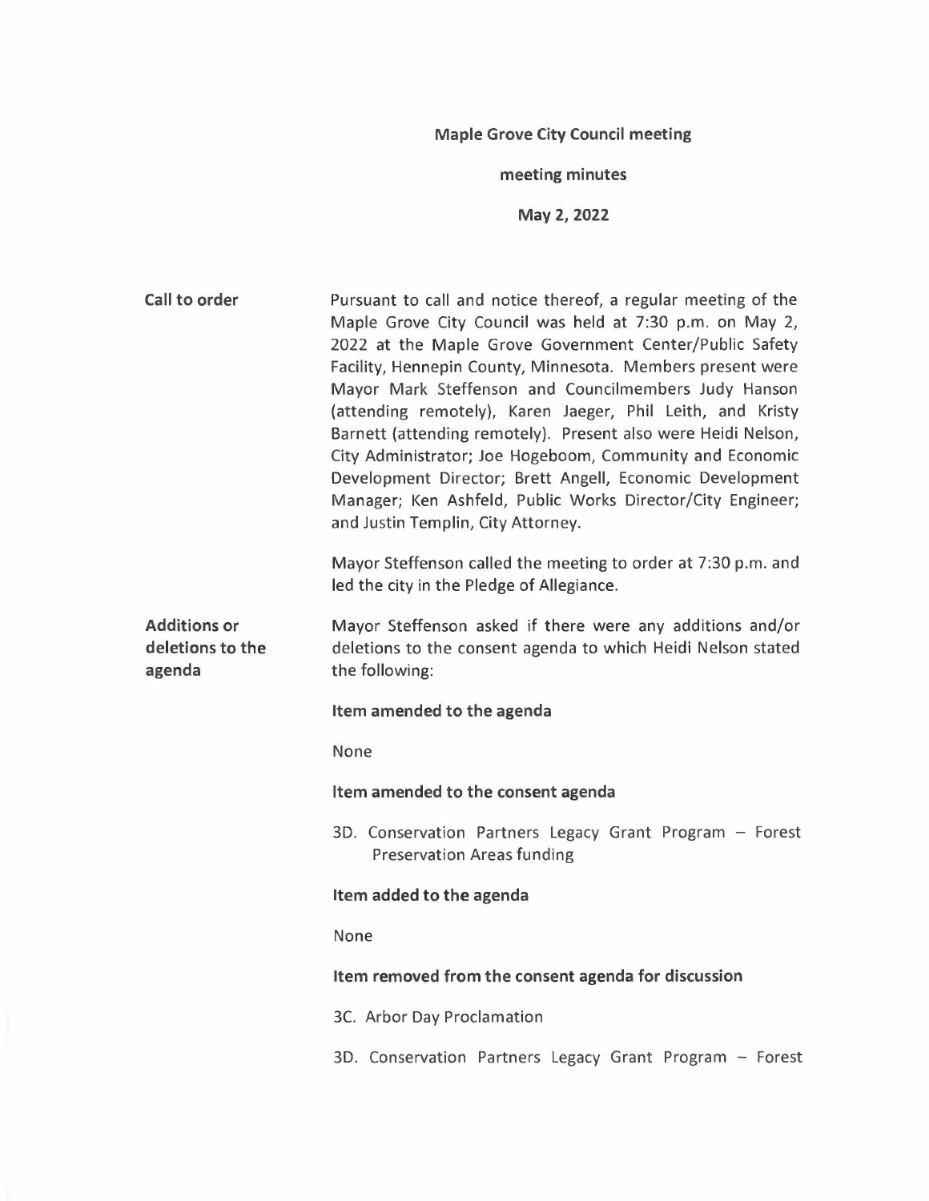# Maple Grove City Council meeting

## meeting minutes

### May 2, 2022

**Call to order**

Pursuant to call and notice thereof, a regular meeting of the Maple Grove City Council was held at 7:30 p.m. on May 2, 2022 at the Maple Grove Government Center/Public Safety Facility, Hennepin County, Minnesota. Members present were Mayor Mark Steffenson and Councilmembers Judy Hanson (attending remotely), Karen Jaeger, Phil Leith, and Kristy Barnett (attending remotely). Present also were Heidi Nelson, City Administrator; Joe Hogeboom, Community and Economic Development Director; Brett Angell, Economic Development Manager; Ken Ashfeld, Public Works Director/City Engineer; and Justin Templin, City Attorney.

Mayor Steffenson called the meeting to order at 7:30 p.m. and led the city in the Pledge of Allegiance.

**Additions or deletions to the agenda**

Mayor Steffenson asked if there were any additions and/or deletions to the consent agenda to which Heidi Nelson stated the following:

**Item amended to the agenda**

None

**Item amended to the consent agenda**

3D. Conservation Partners Legacy Grant Program – Forest Preservation Areas funding

**Item added to the agenda**

None

**Item removed from the consent agenda for discussion**

3C. Arbor Day Proclamation

3D. Conservation Partners Legacy Grant Program – Forest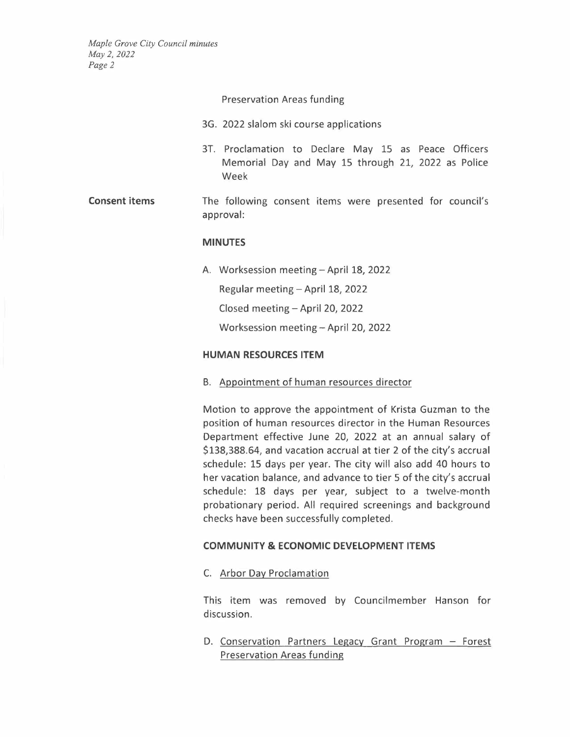Preservation Areas funding

3G. 2022 slalom ski course applications

3T. Proclamation to Declare May 15 as Peace Officers Memorial Day and May 15 through 21, 2022 as Police Week

**Consent items**

The following consent items were presented for council's approval:

**MINUTES**

A. Worksession meeting – April 18, 2022

Regular meeting – April 18, 2022

Closed meeting – April 20, 2022

Worksession meeting – April 20, 2022

**HUMAN RESOURCES ITEM**

B. Appointment of human resources director

Motion to approve the appointment of Krista Guzman to the position of human resources director in the Human Resources Department effective June 20, 2022 at an annual salary of $138,388.64, and vacation accrual at tier 2 of the city's accrual schedule: 15 days per year. The city will also add 40 hours to her vacation balance, and advance to tier 5 of the city's accrual schedule: 18 days per year, subject to a twelve-month probationary period. All required screenings and background checks have been successfully completed.

**COMMUNITY & ECONOMIC DEVELOPMENT ITEMS**

C. Arbor Day Proclamation

This item was removed by Councilmember Hanson for discussion.

D. Conservation Partners Legacy Grant Program – Forest Preservation Areas funding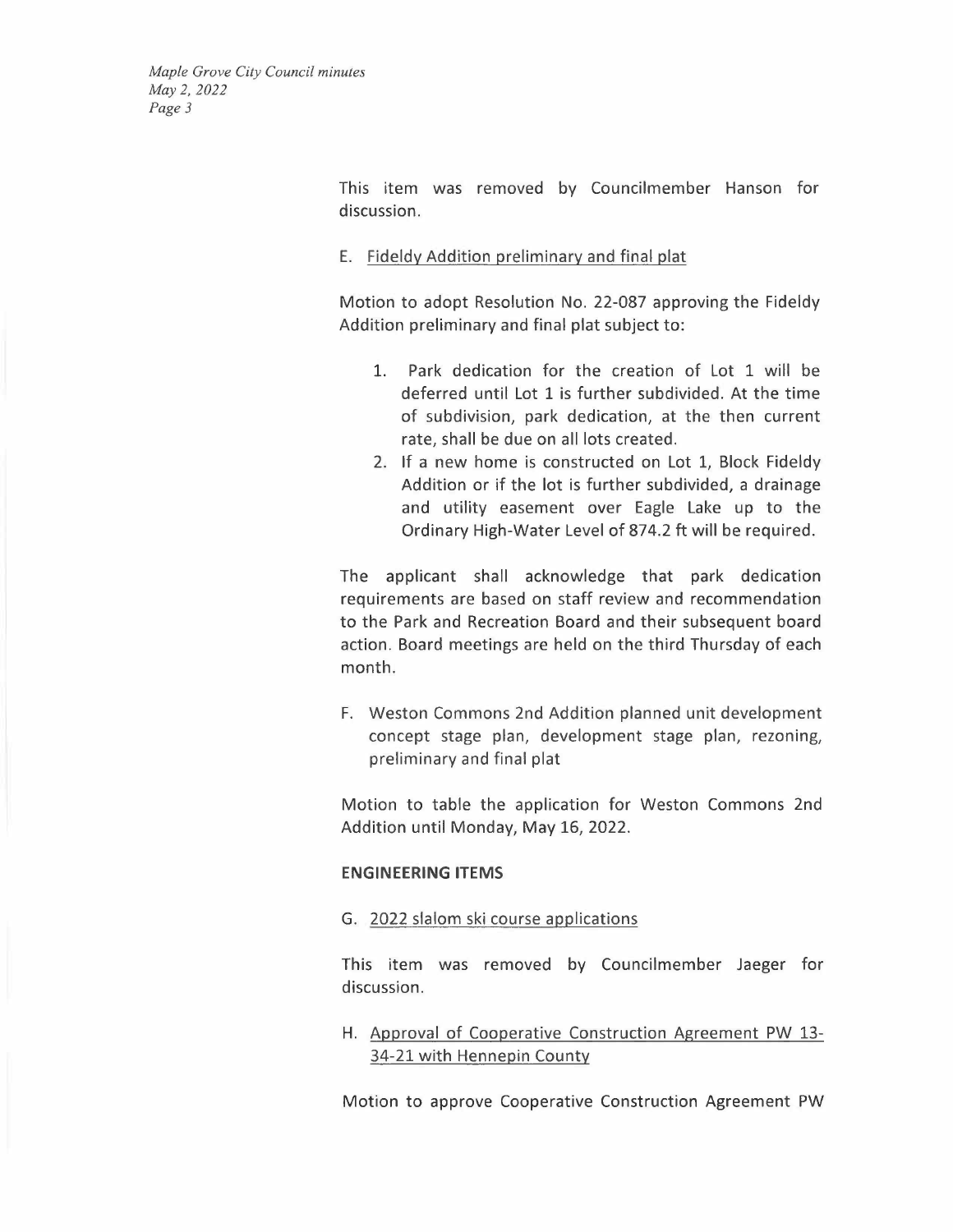This item was removed by Councilmember Hanson for discussion.

E. Fideldy Addition preliminary and final plat

Motion to adopt Resolution No. 22-087 approving the Fideldy Addition preliminary and final plat subject to:

1. Park dedication for the creation of Lot 1 will be deferred until Lot 1 is further subdivided. At the time of subdivision, park dedication, at the then current rate, shall be due on all lots created.
2. If a new home is constructed on Lot 1, Block Fideldy Addition or if the lot is further subdivided, a drainage and utility easement over Eagle Lake up to the Ordinary High-Water Level of 874.2 ft will be required.

The applicant shall acknowledge that park dedication requirements are based on staff review and recommendation to the Park and Recreation Board and their subsequent board action. Board meetings are held on the third Thursday of each month.

F. Weston Commons 2nd Addition planned unit development concept stage plan, development stage plan, rezoning, preliminary and final plat

Motion to table the application for Weston Commons 2nd Addition until Monday, May 16, 2022.

**ENGINEERING ITEMS**

G. 2022 slalom ski course applications

This item was removed by Councilmember Jaeger for discussion.

H. Approval of Cooperative Construction Agreement PW 13-34-21 with Hennepin County

Motion to approve Cooperative Construction Agreement PW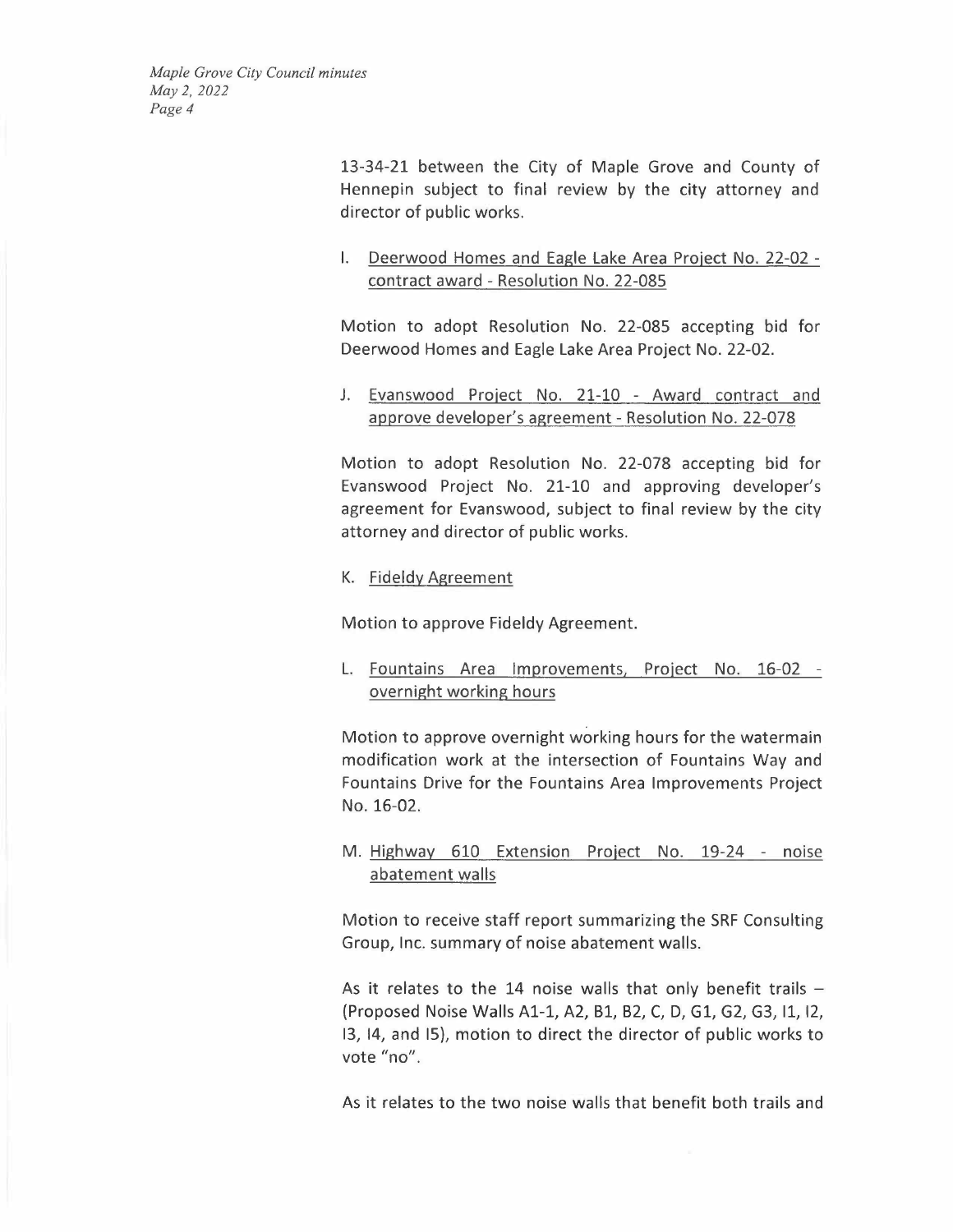13-34-21 between the City of Maple Grove and County of Hennepin subject to final review by the city attorney and director of public works.

I. Deerwood Homes and Eagle Lake Area Project No. 22-02 - contract award - Resolution No. 22-085

Motion to adopt Resolution No. 22-085 accepting bid for Deerwood Homes and Eagle Lake Area Project No. 22-02.

J. Evanswood Project No. 21-10 - Award contract and approve developer's agreement - Resolution No. 22-078

Motion to adopt Resolution No. 22-078 accepting bid for Evanswood Project No. 21-10 and approving developer's agreement for Evanswood, subject to final review by the city attorney and director of public works.

K. Fideldy Agreement

Motion to approve Fideldy Agreement.

L. Fountains Area Improvements, Project No. 16-02 - overnight working hours

Motion to approve overnight working hours for the watermain modification work at the intersection of Fountains Way and Fountains Drive for the Fountains Area Improvements Project No. 16-02.

M. Highway 610 Extension Project No. 19-24 - noise abatement walls

Motion to receive staff report summarizing the SRF Consulting Group, Inc. summary of noise abatement walls.

As it relates to the 14 noise walls that only benefit trails – (Proposed Noise Walls A1-1, A2, B1, B2, C, D, G1, G2, G3, I1, I2, I3, I4, and I5), motion to direct the director of public works to vote "no".

As it relates to the two noise walls that benefit both trails and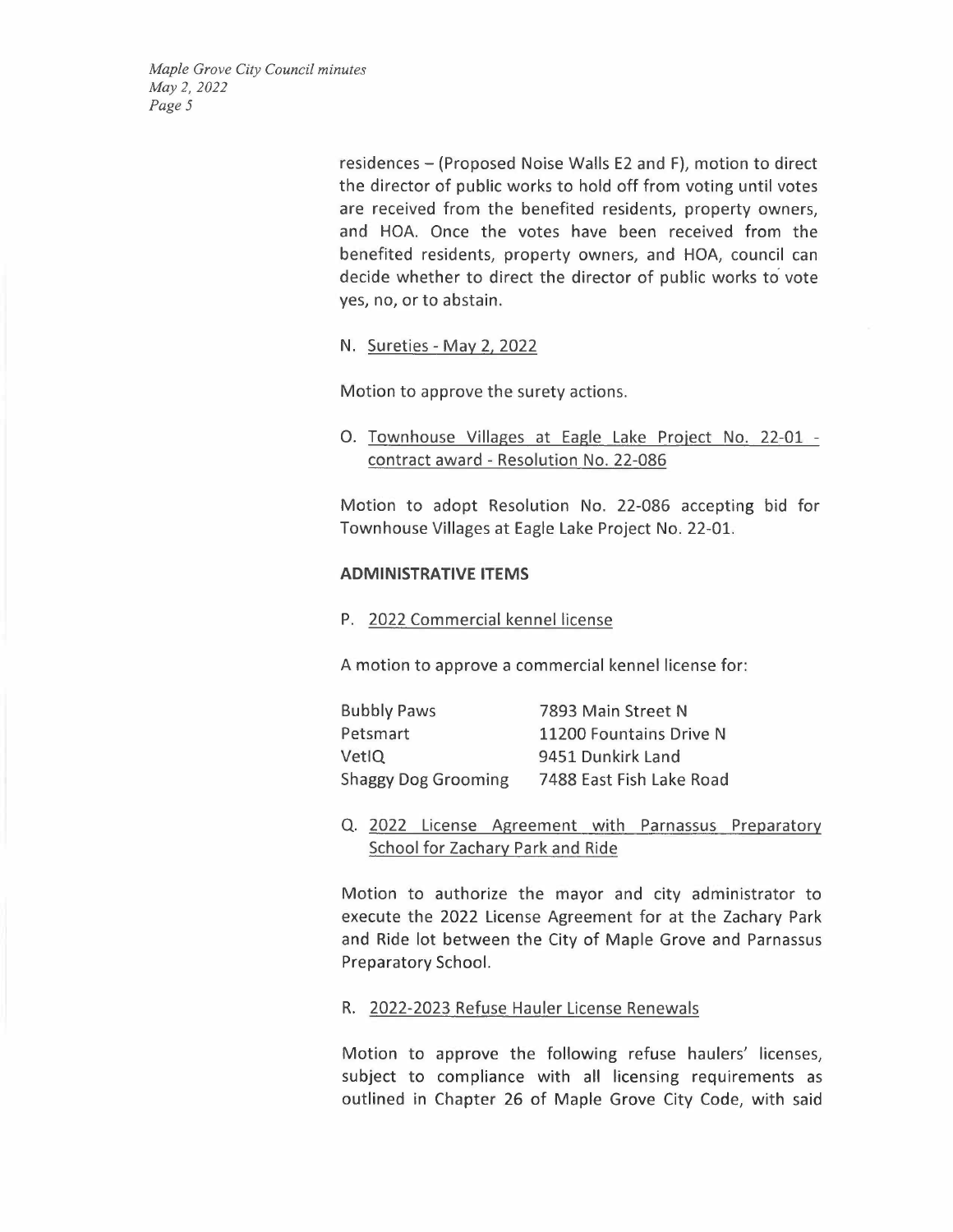residences – (Proposed Noise Walls E2 and F), motion to direct the director of public works to hold off from voting until votes are received from the benefited residents, property owners, and HOA. Once the votes have been received from the benefited residents, property owners, and HOA, council can decide whether to direct the director of public works to vote yes, no, or to abstain.

N. Sureties - May 2, 2022

Motion to approve the surety actions.

O. Townhouse Villages at Eagle Lake Project No. 22-01 - contract award - Resolution No. 22-086

Motion to adopt Resolution No. 22-086 accepting bid for Townhouse Villages at Eagle Lake Project No. 22-01.

**ADMINISTRATIVE ITEMS**

P. 2022 Commercial kennel license

A motion to approve a commercial kennel license for:

| | |
|---|---|
| Bubbly Paws | 7893 Main Street N |
| Petsmart | 11200 Fountains Drive N |
| VetIQ | 9451 Dunkirk Land |
| Shaggy Dog Grooming | 7488 East Fish Lake Road |

Q. 2022 License Agreement with Parnassus Preparatory School for Zachary Park and Ride

Motion to authorize the mayor and city administrator to execute the 2022 License Agreement for at the Zachary Park and Ride lot between the City of Maple Grove and Parnassus Preparatory School.

R. 2022-2023 Refuse Hauler License Renewals

Motion to approve the following refuse haulers' licenses, subject to compliance with all licensing requirements as outlined in Chapter 26 of Maple Grove City Code, with said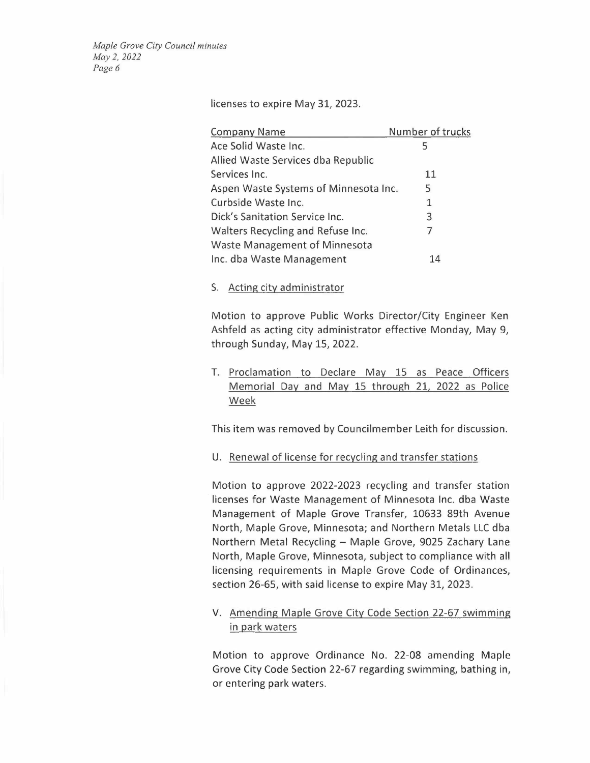licenses to expire May 31, 2023.

| Company Name | Number of trucks |
|---|---|
| Ace Solid Waste Inc. | 5 |
| Allied Waste Services dba Republic Services Inc. | 11 |
| Aspen Waste Systems of Minnesota Inc. | 5 |
| Curbside Waste Inc. | 1 |
| Dick's Sanitation Service Inc. | 3 |
| Walters Recycling and Refuse Inc. | 7 |
| Waste Management of Minnesota Inc. dba Waste Management | 14 |

S. <u>Acting city administrator</u>

Motion to approve Public Works Director/City Engineer Ken Ashfeld as acting city administrator effective Monday, May 9, through Sunday, May 15, 2022.

T. <u>Proclamation to Declare May 15 as Peace Officers Memorial Day and May 15 through 21, 2022 as Police Week</u>

This item was removed by Councilmember Leith for discussion.

U. <u>Renewal of license for recycling and transfer stations</u>

Motion to approve 2022-2023 recycling and transfer station licenses for Waste Management of Minnesota Inc. dba Waste Management of Maple Grove Transfer, 10633 89th Avenue North, Maple Grove, Minnesota; and Northern Metals LLC dba Northern Metal Recycling – Maple Grove, 9025 Zachary Lane North, Maple Grove, Minnesota, subject to compliance with all licensing requirements in Maple Grove Code of Ordinances, section 26-65, with said license to expire May 31, 2023.

V. <u>Amending Maple Grove City Code Section 22-67 swimming in park waters</u>

Motion to approve Ordinance No. 22-08 amending Maple Grove City Code Section 22-67 regarding swimming, bathing in, or entering park waters.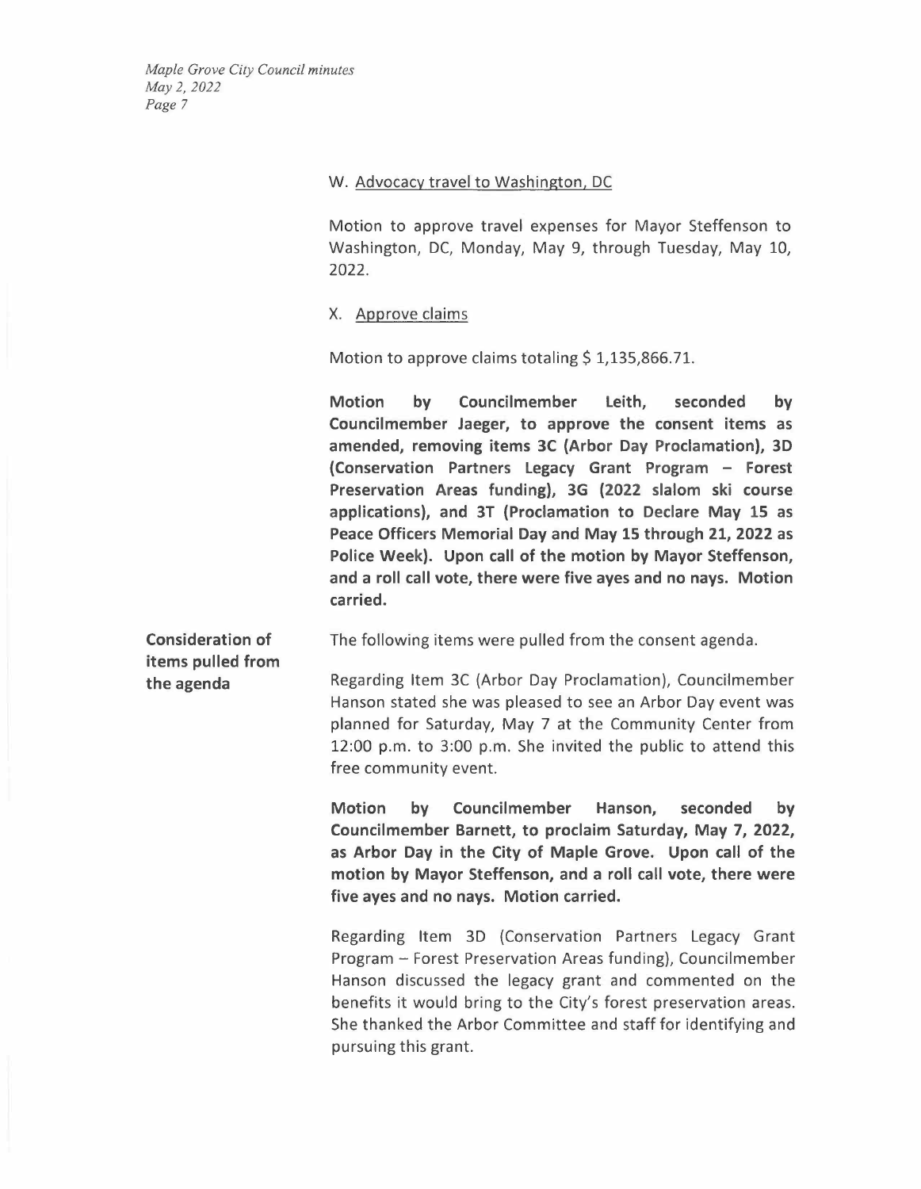W. Advocacy travel to Washington, DC

Motion to approve travel expenses for Mayor Steffenson to Washington, DC, Monday, May 9, through Tuesday, May 10, 2022.

X. Approve claims

Motion to approve claims totaling $ 1,135,866.71.

**Motion by Councilmember Leith, seconded by Councilmember Jaeger, to approve the consent items as amended, removing items 3C (Arbor Day Proclamation), 3D (Conservation Partners Legacy Grant Program – Forest Preservation Areas funding), 3G (2022 slalom ski course applications), and 3T (Proclamation to Declare May 15 as Peace Officers Memorial Day and May 15 through 21, 2022 as Police Week). Upon call of the motion by Mayor Steffenson, and a roll call vote, there were five ayes and no nays. Motion carried.**

**Consideration of items pulled from the agenda**

The following items were pulled from the consent agenda.

Regarding Item 3C (Arbor Day Proclamation), Councilmember Hanson stated she was pleased to see an Arbor Day event was planned for Saturday, May 7 at the Community Center from 12:00 p.m. to 3:00 p.m. She invited the public to attend this free community event.

**Motion by Councilmember Hanson, seconded by Councilmember Barnett, to proclaim Saturday, May 7, 2022, as Arbor Day in the City of Maple Grove. Upon call of the motion by Mayor Steffenson, and a roll call vote, there were five ayes and no nays. Motion carried.**

Regarding Item 3D (Conservation Partners Legacy Grant Program – Forest Preservation Areas funding), Councilmember Hanson discussed the legacy grant and commented on the benefits it would bring to the City's forest preservation areas. She thanked the Arbor Committee and staff for identifying and pursuing this grant.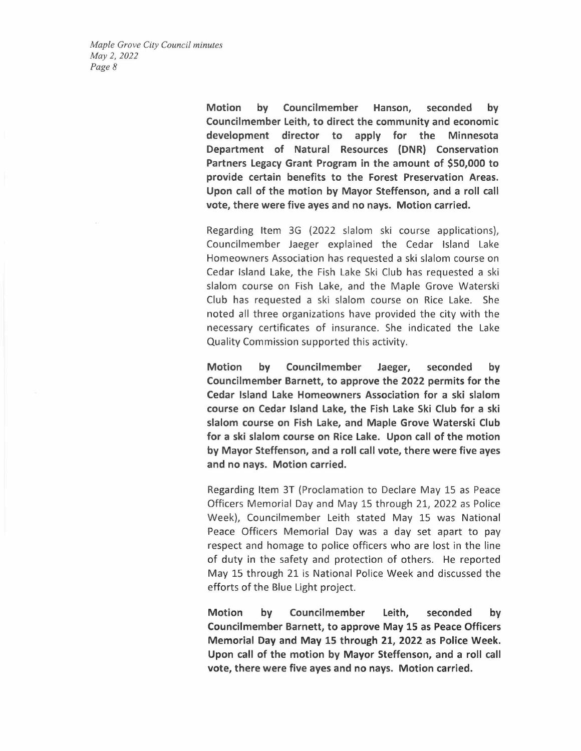**Motion by Councilmember Hanson, seconded by Councilmember Leith, to direct the community and economic development director to apply for the Minnesota Department of Natural Resources (DNR) Conservation Partners Legacy Grant Program in the amount of $50,000 to provide certain benefits to the Forest Preservation Areas. Upon call of the motion by Mayor Steffenson, and a roll call vote, there were five ayes and no nays. Motion carried.**

Regarding Item 3G (2022 slalom ski course applications), Councilmember Jaeger explained the Cedar Island Lake Homeowners Association has requested a ski slalom course on Cedar Island Lake, the Fish Lake Ski Club has requested a ski slalom course on Fish Lake, and the Maple Grove Waterski Club has requested a ski slalom course on Rice Lake. She noted all three organizations have provided the city with the necessary certificates of insurance. She indicated the Lake Quality Commission supported this activity.

**Motion by Councilmember Jaeger, seconded by Councilmember Barnett, to approve the 2022 permits for the Cedar Island Lake Homeowners Association for a ski slalom course on Cedar Island Lake, the Fish Lake Ski Club for a ski slalom course on Fish Lake, and Maple Grove Waterski Club for a ski slalom course on Rice Lake. Upon call of the motion by Mayor Steffenson, and a roll call vote, there were five ayes and no nays. Motion carried.**

Regarding Item 3T (Proclamation to Declare May 15 as Peace Officers Memorial Day and May 15 through 21, 2022 as Police Week), Councilmember Leith stated May 15 was National Peace Officers Memorial Day was a day set apart to pay respect and homage to police officers who are lost in the line of duty in the safety and protection of others. He reported May 15 through 21 is National Police Week and discussed the efforts of the Blue Light project.

**Motion by Councilmember Leith, seconded by Councilmember Barnett, to approve May 15 as Peace Officers Memorial Day and May 15 through 21, 2022 as Police Week. Upon call of the motion by Mayor Steffenson, and a roll call vote, there were five ayes and no nays. Motion carried.**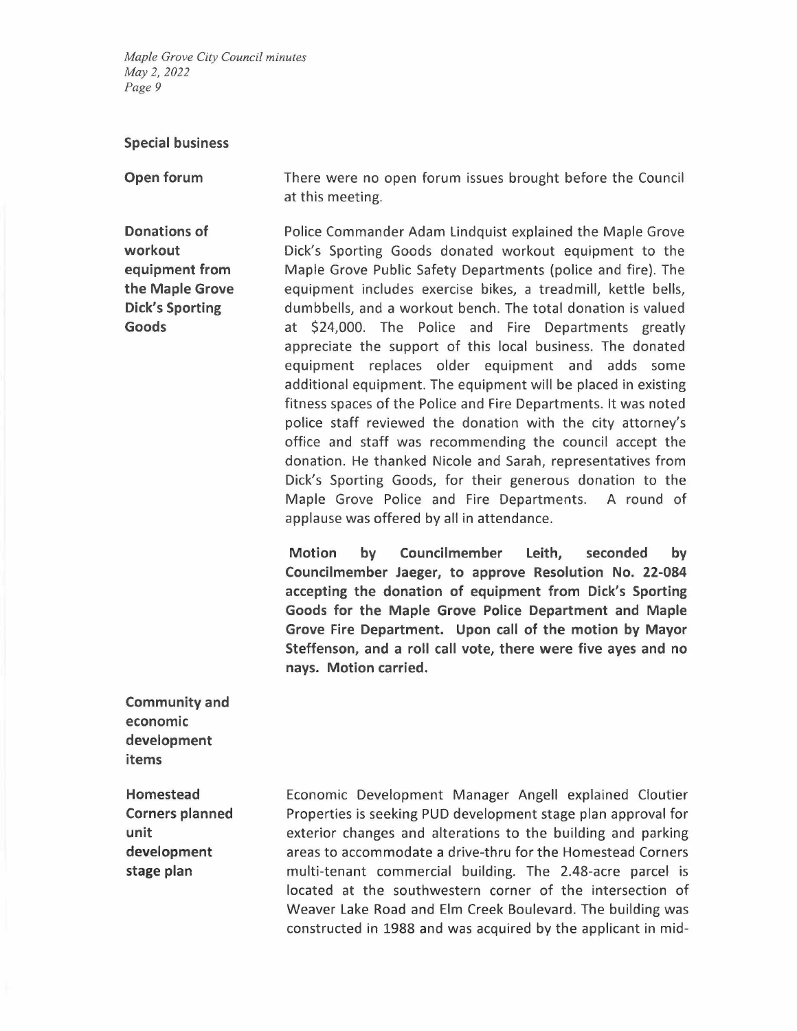## Special business

**Open forum**

There were no open forum issues brought before the Council at this meeting.

**Donations of workout equipment from the Maple Grove Dick's Sporting Goods**

Police Commander Adam Lindquist explained the Maple Grove Dick's Sporting Goods donated workout equipment to the Maple Grove Public Safety Departments (police and fire). The equipment includes exercise bikes, a treadmill, kettle bells, dumbbells, and a workout bench. The total donation is valued at $24,000. The Police and Fire Departments greatly appreciate the support of this local business. The donated equipment replaces older equipment and adds some additional equipment. The equipment will be placed in existing fitness spaces of the Police and Fire Departments. It was noted police staff reviewed the donation with the city attorney's office and staff was recommending the council accept the donation. He thanked Nicole and Sarah, representatives from Dick's Sporting Goods, for their generous donation to the Maple Grove Police and Fire Departments. A round of applause was offered by all in attendance.

**Motion by Councilmember Leith, seconded by Councilmember Jaeger, to approve Resolution No. 22-084 accepting the donation of equipment from Dick's Sporting Goods for the Maple Grove Police Department and Maple Grove Fire Department. Upon call of the motion by Mayor Steffenson, and a roll call vote, there were five ayes and no nays. Motion carried.**

## Community and economic development items

**Homestead Corners planned unit development stage plan**

Economic Development Manager Angell explained Cloutier Properties is seeking PUD development stage plan approval for exterior changes and alterations to the building and parking areas to accommodate a drive-thru for the Homestead Corners multi-tenant commercial building. The 2.48-acre parcel is located at the southwestern corner of the intersection of Weaver Lake Road and Elm Creek Boulevard. The building was constructed in 1988 and was acquired by the applicant in mid-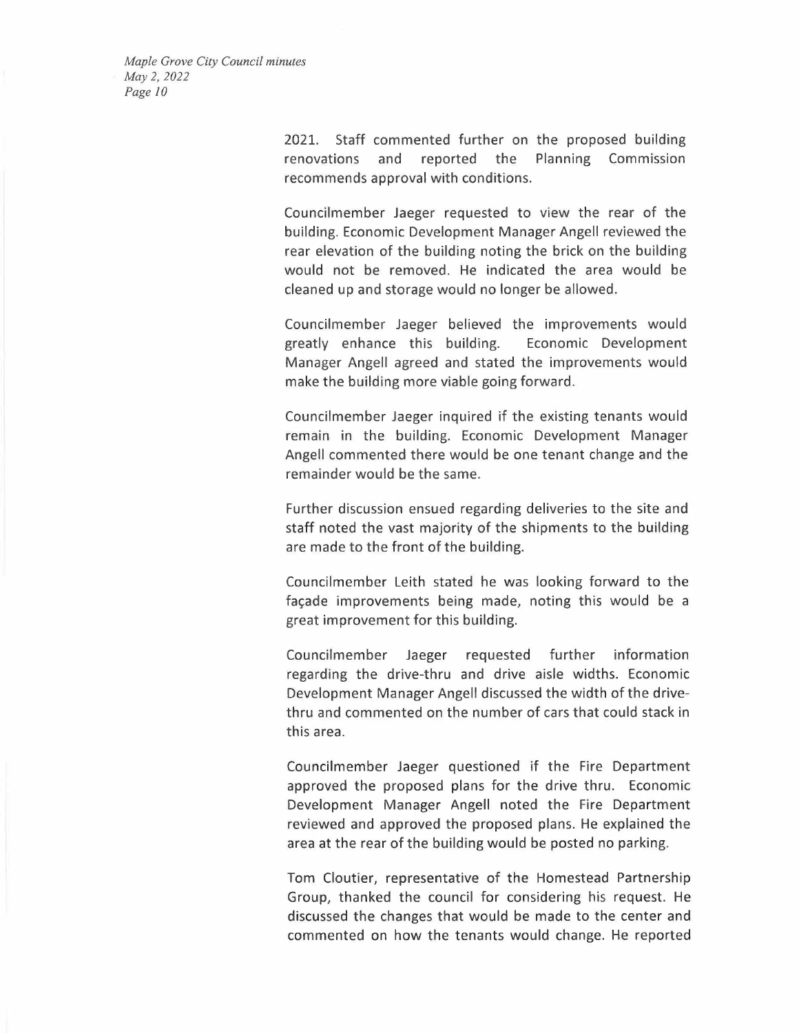2021. Staff commented further on the proposed building renovations and reported the Planning Commission recommends approval with conditions.

Councilmember Jaeger requested to view the rear of the building. Economic Development Manager Angell reviewed the rear elevation of the building noting the brick on the building would not be removed. He indicated the area would be cleaned up and storage would no longer be allowed.

Councilmember Jaeger believed the improvements would greatly enhance this building. Economic Development Manager Angell agreed and stated the improvements would make the building more viable going forward.

Councilmember Jaeger inquired if the existing tenants would remain in the building. Economic Development Manager Angell commented there would be one tenant change and the remainder would be the same.

Further discussion ensued regarding deliveries to the site and staff noted the vast majority of the shipments to the building are made to the front of the building.

Councilmember Leith stated he was looking forward to the façade improvements being made, noting this would be a great improvement for this building.

Councilmember Jaeger requested further information regarding the drive-thru and drive aisle widths. Economic Development Manager Angell discussed the width of the drive-thru and commented on the number of cars that could stack in this area.

Councilmember Jaeger questioned if the Fire Department approved the proposed plans for the drive thru. Economic Development Manager Angell noted the Fire Department reviewed and approved the proposed plans. He explained the area at the rear of the building would be posted no parking.

Tom Cloutier, representative of the Homestead Partnership Group, thanked the council for considering his request. He discussed the changes that would be made to the center and commented on how the tenants would change. He reported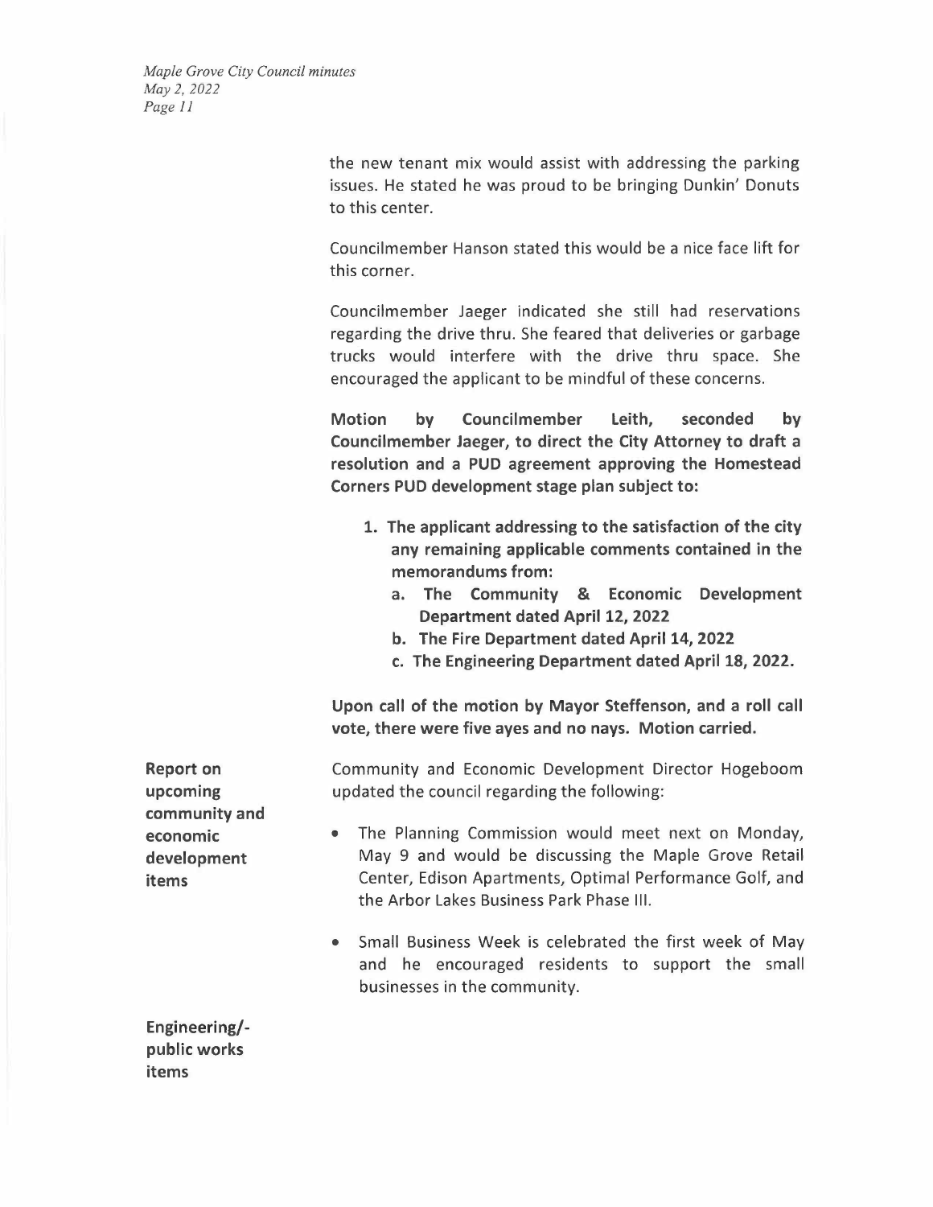the new tenant mix would assist with addressing the parking issues. He stated he was proud to be bringing Dunkin' Donuts to this center.

Councilmember Hanson stated this would be a nice face lift for this corner.

Councilmember Jaeger indicated she still had reservations regarding the drive thru. She feared that deliveries or garbage trucks would interfere with the drive thru space. She encouraged the applicant to be mindful of these concerns.

**Motion by Councilmember Leith, seconded by Councilmember Jaeger, to direct the City Attorney to draft a resolution and a PUD agreement approving the Homestead Corners PUD development stage plan subject to:**

1. **The applicant addressing to the satisfaction of the city any remaining applicable comments contained in the memorandums from:**
   a. **The Community & Economic Development Department dated April 12, 2022**
   b. **The Fire Department dated April 14, 2022**
   c. **The Engineering Department dated April 18, 2022.**

**Upon call of the motion by Mayor Steffenson, and a roll call vote, there were five ayes and no nays. Motion carried.**

**Report on upcoming community and economic development items**

Community and Economic Development Director Hogeboom updated the council regarding the following:

- The Planning Commission would meet next on Monday, May 9 and would be discussing the Maple Grove Retail Center, Edison Apartments, Optimal Performance Golf, and the Arbor Lakes Business Park Phase III.
- Small Business Week is celebrated the first week of May and he encouraged residents to support the small businesses in the community.

**Engineering/-public works items**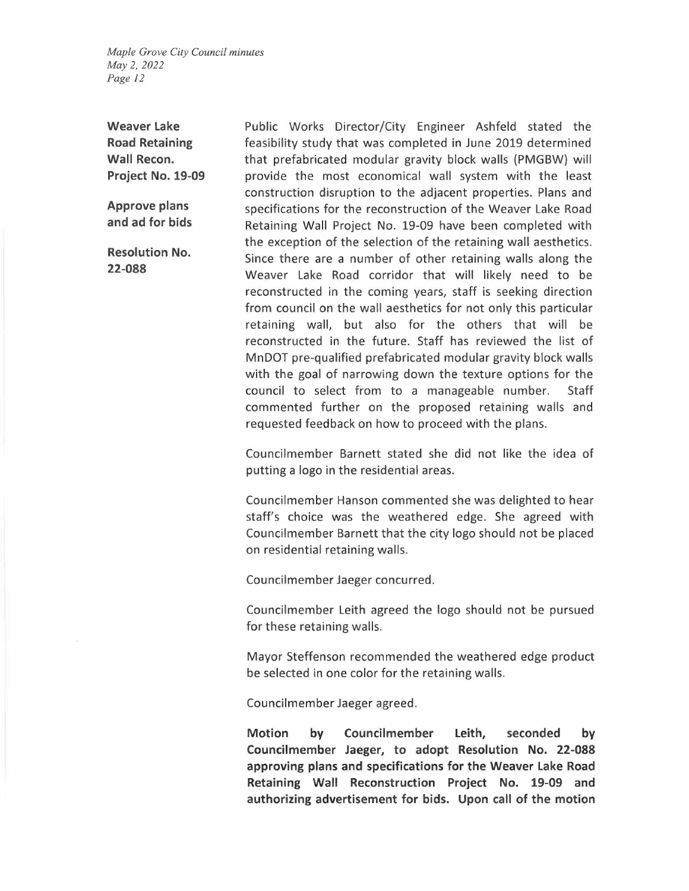**Weaver Lake Road Retaining Wall Recon. Project No. 19-09**

**Approve plans and ad for bids**

**Resolution No. 22-088**

Public Works Director/City Engineer Ashfeld stated the feasibility study that was completed in June 2019 determined that prefabricated modular gravity block walls (PMGBW) will provide the most economical wall system with the least construction disruption to the adjacent properties. Plans and specifications for the reconstruction of the Weaver Lake Road Retaining Wall Project No. 19-09 have been completed with the exception of the selection of the retaining wall aesthetics. Since there are a number of other retaining walls along the Weaver Lake Road corridor that will likely need to be reconstructed in the coming years, staff is seeking direction from council on the wall aesthetics for not only this particular retaining wall, but also for the others that will be reconstructed in the future. Staff has reviewed the list of MnDOT pre-qualified prefabricated modular gravity block walls with the goal of narrowing down the texture options for the council to select from to a manageable number. Staff commented further on the proposed retaining walls and requested feedback on how to proceed with the plans.

Councilmember Barnett stated she did not like the idea of putting a logo in the residential areas.

Councilmember Hanson commented she was delighted to hear staff's choice was the weathered edge. She agreed with Councilmember Barnett that the city logo should not be placed on residential retaining walls.

Councilmember Jaeger concurred.

Councilmember Leith agreed the logo should not be pursued for these retaining walls.

Mayor Steffenson recommended the weathered edge product be selected in one color for the retaining walls.

Councilmember Jaeger agreed.

**Motion by Councilmember Leith, seconded by Councilmember Jaeger, to adopt Resolution No. 22-088 approving plans and specifications for the Weaver Lake Road Retaining Wall Reconstruction Project No. 19-09 and authorizing advertisement for bids. Upon call of the motion**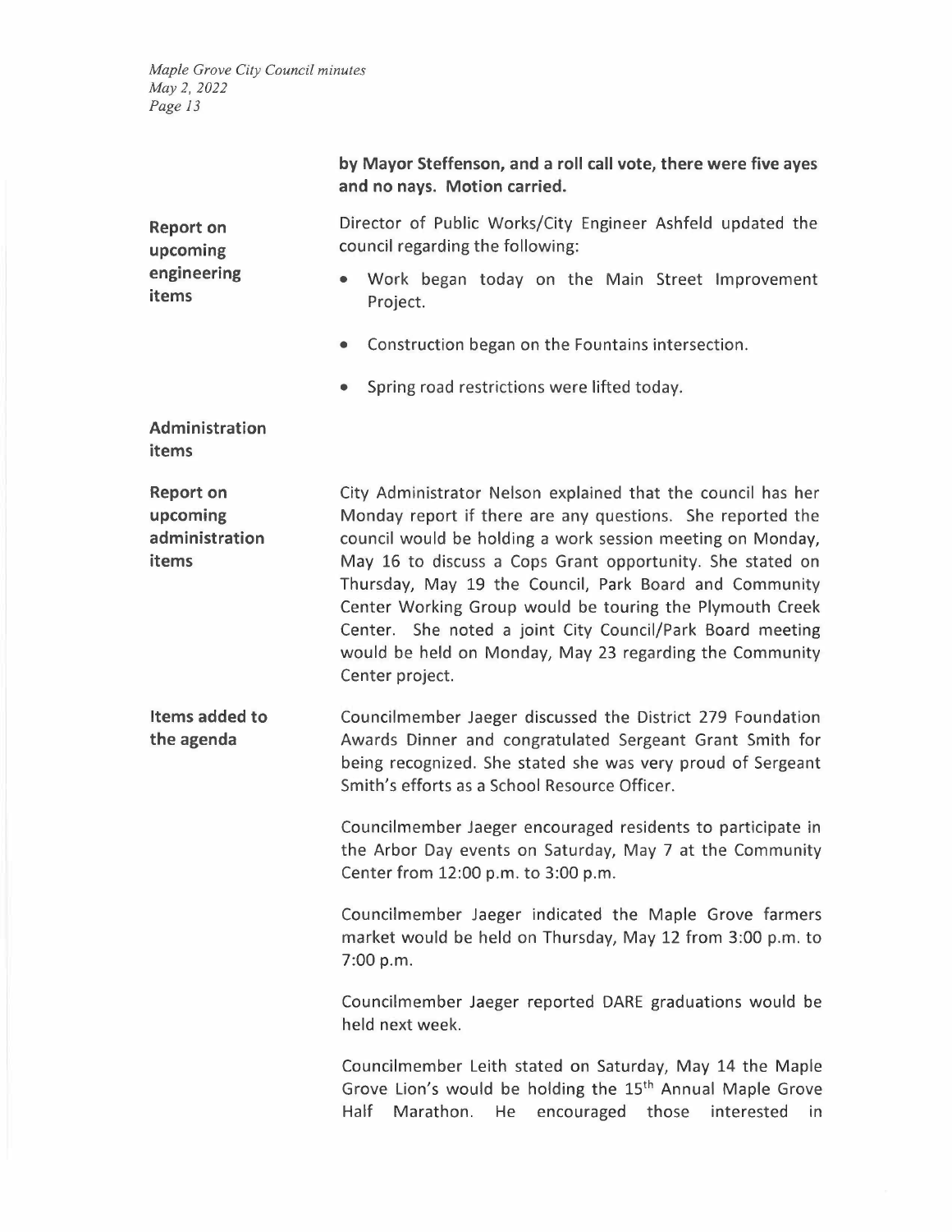**by Mayor Steffenson, and a roll call vote, there were five ayes and no nays. Motion carried.**

**Report on upcoming engineering items**

Director of Public Works/City Engineer Ashfeld updated the council regarding the following:

- Work began today on the Main Street Improvement Project.
- Construction began on the Fountains intersection.
- Spring road restrictions were lifted today.

**Administration items**

**Report on upcoming administration items**

City Administrator Nelson explained that the council has her Monday report if there are any questions. She reported the council would be holding a work session meeting on Monday, May 16 to discuss a Cops Grant opportunity. She stated on Thursday, May 19 the Council, Park Board and Community Center Working Group would be touring the Plymouth Creek Center. She noted a joint City Council/Park Board meeting would be held on Monday, May 23 regarding the Community Center project.

**Items added to the agenda**

Councilmember Jaeger discussed the District 279 Foundation Awards Dinner and congratulated Sergeant Grant Smith for being recognized. She stated she was very proud of Sergeant Smith's efforts as a School Resource Officer.

Councilmember Jaeger encouraged residents to participate in the Arbor Day events on Saturday, May 7 at the Community Center from 12:00 p.m. to 3:00 p.m.

Councilmember Jaeger indicated the Maple Grove farmers market would be held on Thursday, May 12 from 3:00 p.m. to 7:00 p.m.

Councilmember Jaeger reported DARE graduations would be held next week.

Councilmember Leith stated on Saturday, May 14 the Maple Grove Lion's would be holding the 15th Annual Maple Grove Half Marathon. He encouraged those interested in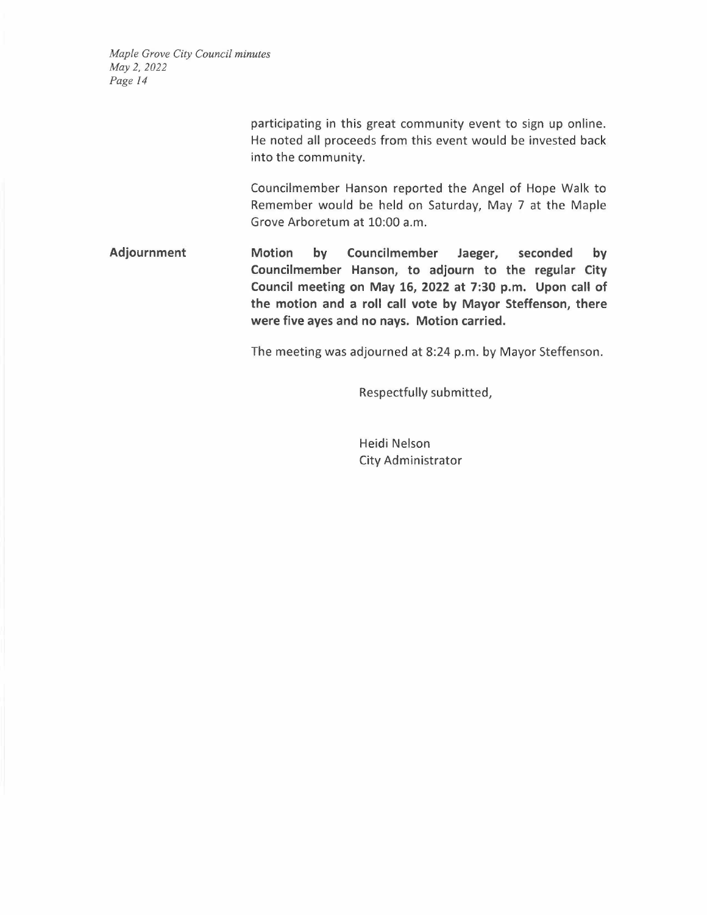participating in this great community event to sign up online. He noted all proceeds from this event would be invested back into the community.

Councilmember Hanson reported the Angel of Hope Walk to Remember would be held on Saturday, May 7 at the Maple Grove Arboretum at 10:00 a.m.

**Adjournment**

**Motion by Councilmember Jaeger, seconded by Councilmember Hanson, to adjourn to the regular City Council meeting on May 16, 2022 at 7:30 p.m. Upon call of the motion and a roll call vote by Mayor Steffenson, there were five ayes and no nays. Motion carried.**

The meeting was adjourned at 8:24 p.m. by Mayor Steffenson.

Respectfully submitted,

Heidi Nelson
City Administrator